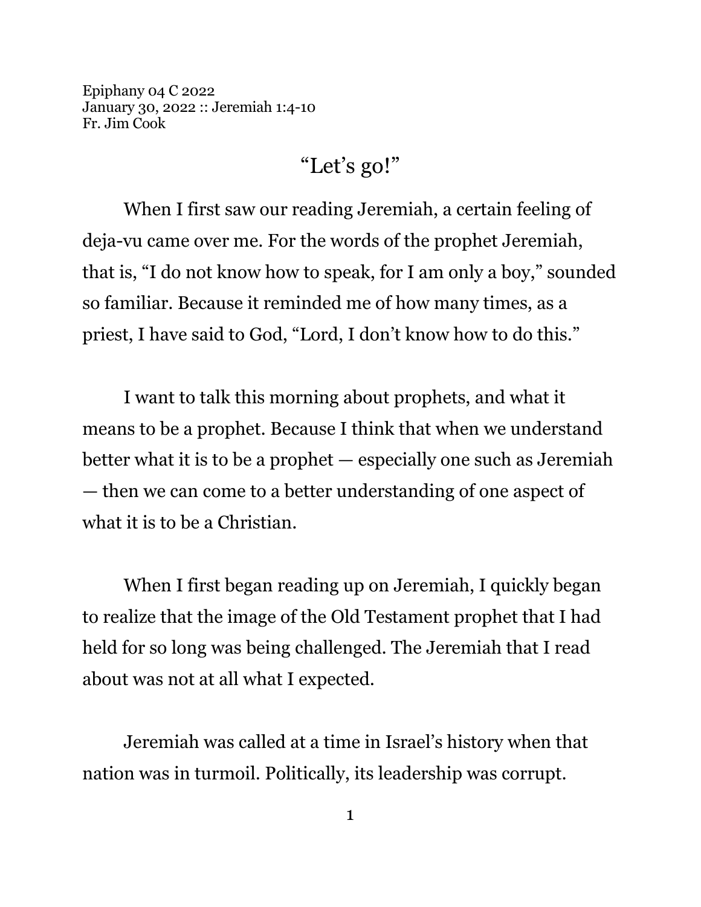Epiphany 04 C 2022
January 30, 2022 :: Jeremiah 1:4-10
Fr. Jim Cook

# "Let's go!"

When I first saw our reading Jeremiah, a certain feeling of deja-vu came over me. For the words of the prophet Jeremiah, that is, "I do not know how to speak, for I am only a boy," sounded so familiar. Because it reminded me of how many times, as a priest, I have said to God, "Lord, I don't know how to do this."

I want to talk this morning about prophets, and what it means to be a prophet. Because I think that when we understand better what it is to be a prophet — especially one such as Jeremiah — then we can come to a better understanding of one aspect of what it is to be a Christian.

When I first began reading up on Jeremiah, I quickly began to realize that the image of the Old Testament prophet that I had held for so long was being challenged. The Jeremiah that I read about was not at all what I expected.

Jeremiah was called at a time in Israel's history when that nation was in turmoil. Politically, its leadership was corrupt.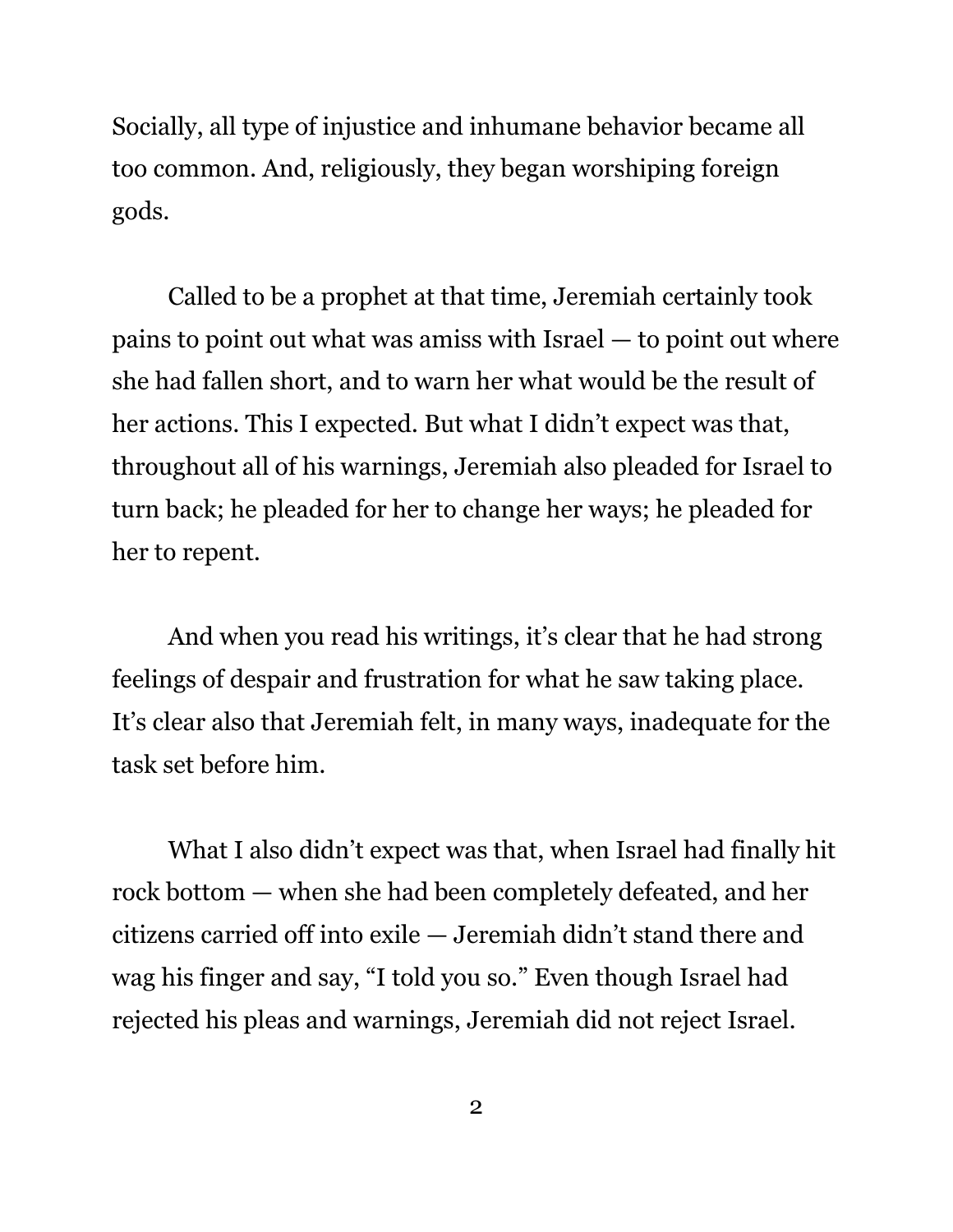Socially, all type of injustice and inhumane behavior became all too common. And, religiously, they began worshiping foreign gods.

Called to be a prophet at that time, Jeremiah certainly took pains to point out what was amiss with Israel — to point out where she had fallen short, and to warn her what would be the result of her actions. This I expected. But what I didn't expect was that, throughout all of his warnings, Jeremiah also pleaded for Israel to turn back; he pleaded for her to change her ways; he pleaded for her to repent.

And when you read his writings, it's clear that he had strong feelings of despair and frustration for what he saw taking place. It's clear also that Jeremiah felt, in many ways, inadequate for the task set before him.

What I also didn't expect was that, when Israel had finally hit rock bottom — when she had been completely defeated, and her citizens carried off into exile — Jeremiah didn't stand there and wag his finger and say, "I told you so." Even though Israel had rejected his pleas and warnings, Jeremiah did not reject Israel.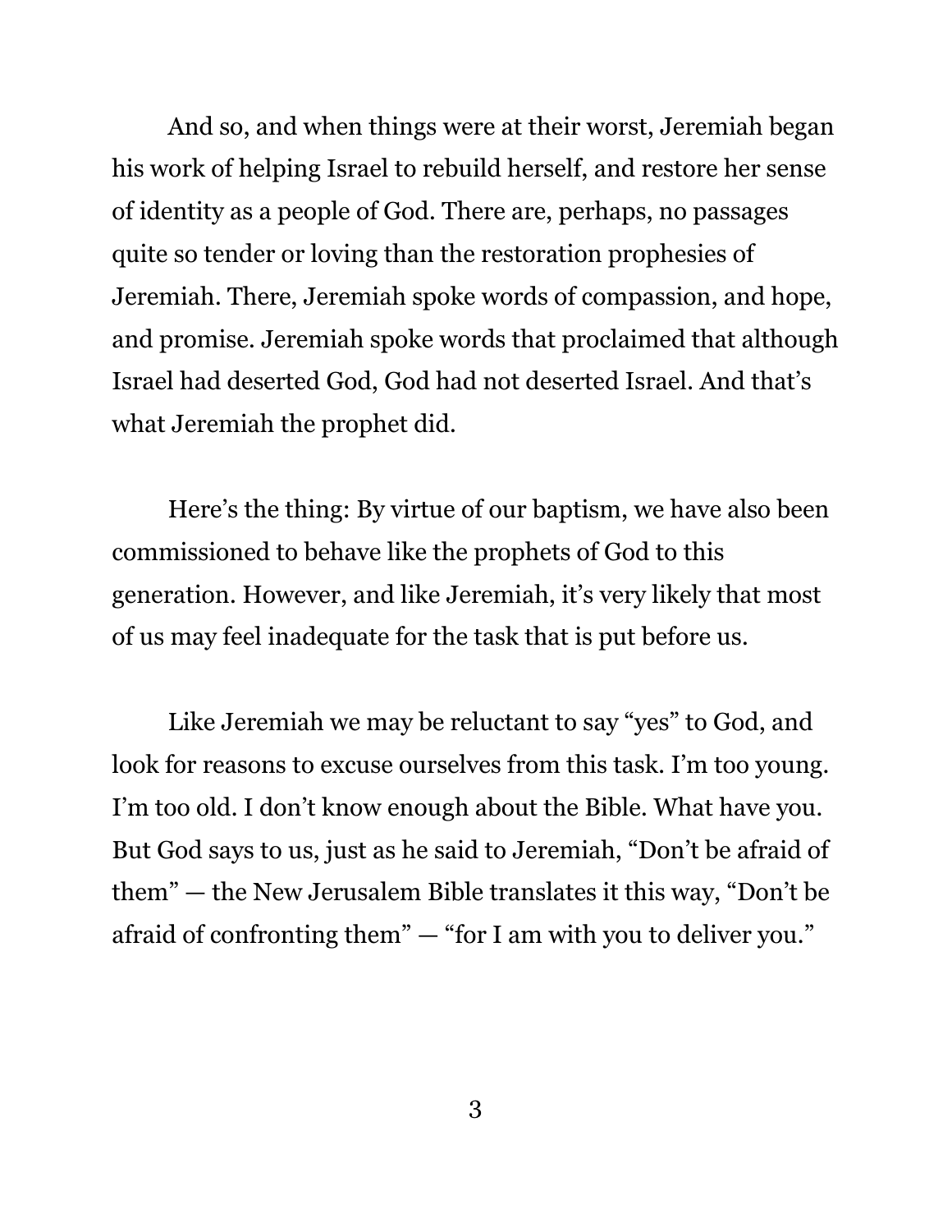And so, and when things were at their worst, Jeremiah began his work of helping Israel to rebuild herself, and restore her sense of identity as a people of God. There are, perhaps, no passages quite so tender or loving than the restoration prophesies of Jeremiah. There, Jeremiah spoke words of compassion, and hope, and promise. Jeremiah spoke words that proclaimed that although Israel had deserted God, God had not deserted Israel. And that's what Jeremiah the prophet did.

Here's the thing: By virtue of our baptism, we have also been commissioned to behave like the prophets of God to this generation. However, and like Jeremiah, it's very likely that most of us may feel inadequate for the task that is put before us.

Like Jeremiah we may be reluctant to say "yes" to God, and look for reasons to excuse ourselves from this task. I'm too young. I'm too old. I don't know enough about the Bible. What have you. But God says to us, just as he said to Jeremiah, "Don't be afraid of them" — the New Jerusalem Bible translates it this way, "Don't be afraid of confronting them" — "for I am with you to deliver you."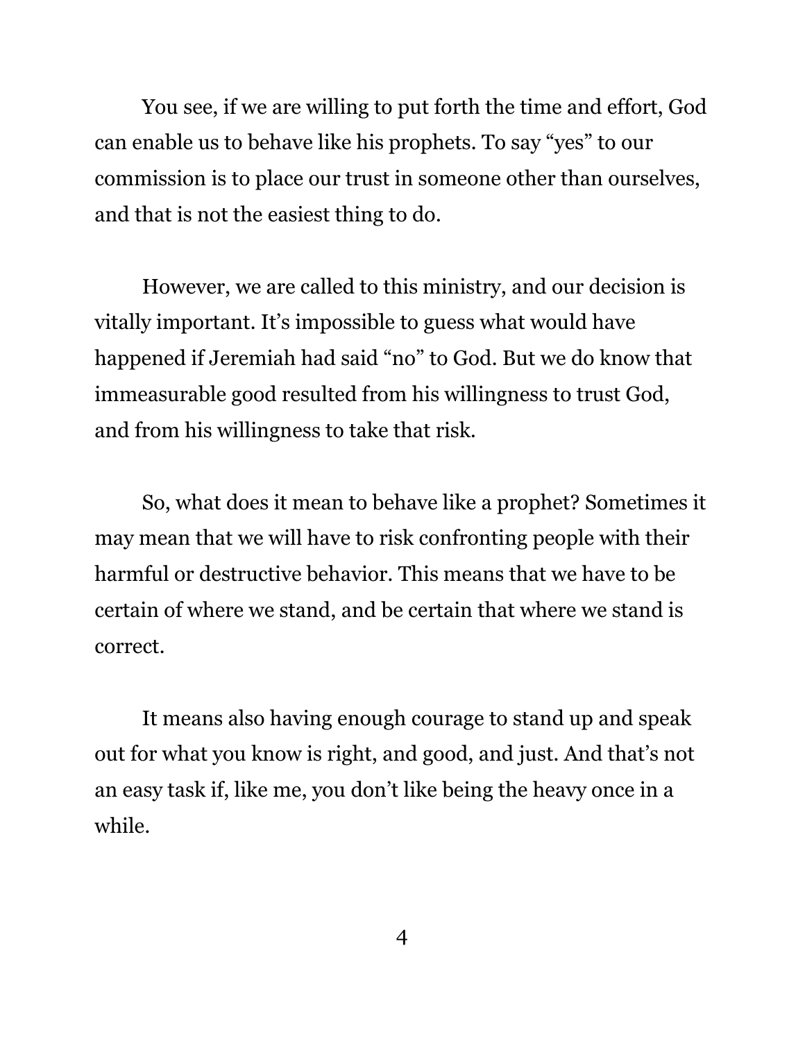You see, if we are willing to put forth the time and effort, God can enable us to behave like his prophets. To say "yes" to our commission is to place our trust in someone other than ourselves, and that is not the easiest thing to do.

However, we are called to this ministry, and our decision is vitally important. It's impossible to guess what would have happened if Jeremiah had said "no" to God. But we do know that immeasurable good resulted from his willingness to trust God, and from his willingness to take that risk.

So, what does it mean to behave like a prophet? Sometimes it may mean that we will have to risk confronting people with their harmful or destructive behavior. This means that we have to be certain of where we stand, and be certain that where we stand is correct.

It means also having enough courage to stand up and speak out for what you know is right, and good, and just. And that's not an easy task if, like me, you don't like being the heavy once in a while.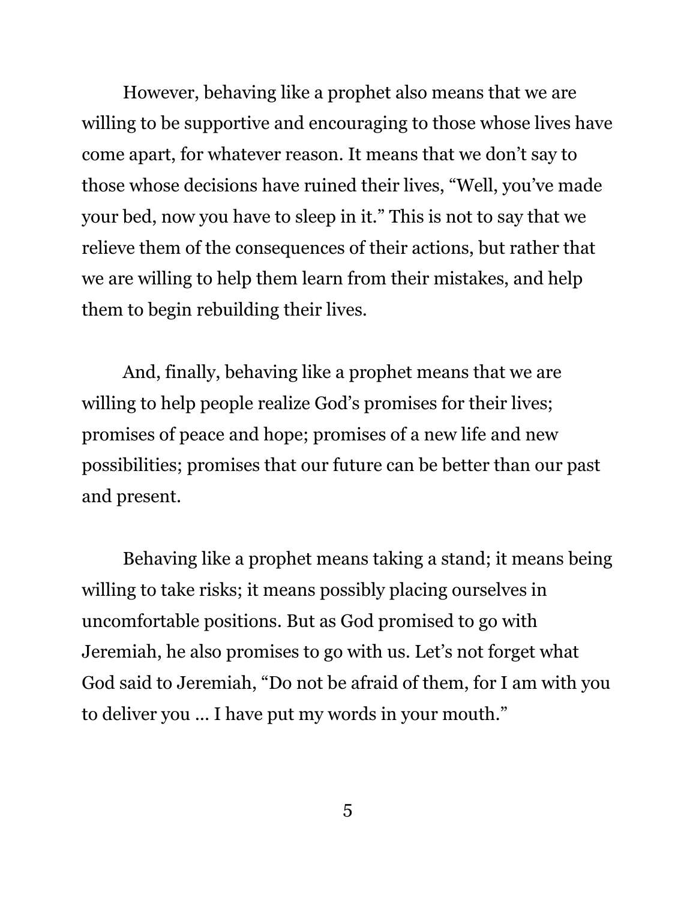However, behaving like a prophet also means that we are willing to be supportive and encouraging to those whose lives have come apart, for whatever reason. It means that we don't say to those whose decisions have ruined their lives, "Well, you've made your bed, now you have to sleep in it." This is not to say that we relieve them of the consequences of their actions, but rather that we are willing to help them learn from their mistakes, and help them to begin rebuilding their lives.

And, finally, behaving like a prophet means that we are willing to help people realize God's promises for their lives; promises of peace and hope; promises of a new life and new possibilities; promises that our future can be better than our past and present.

Behaving like a prophet means taking a stand; it means being willing to take risks; it means possibly placing ourselves in uncomfortable positions. But as God promised to go with Jeremiah, he also promises to go with us. Let's not forget what God said to Jeremiah, "Do not be afraid of them, for I am with you to deliver you … I have put my words in your mouth."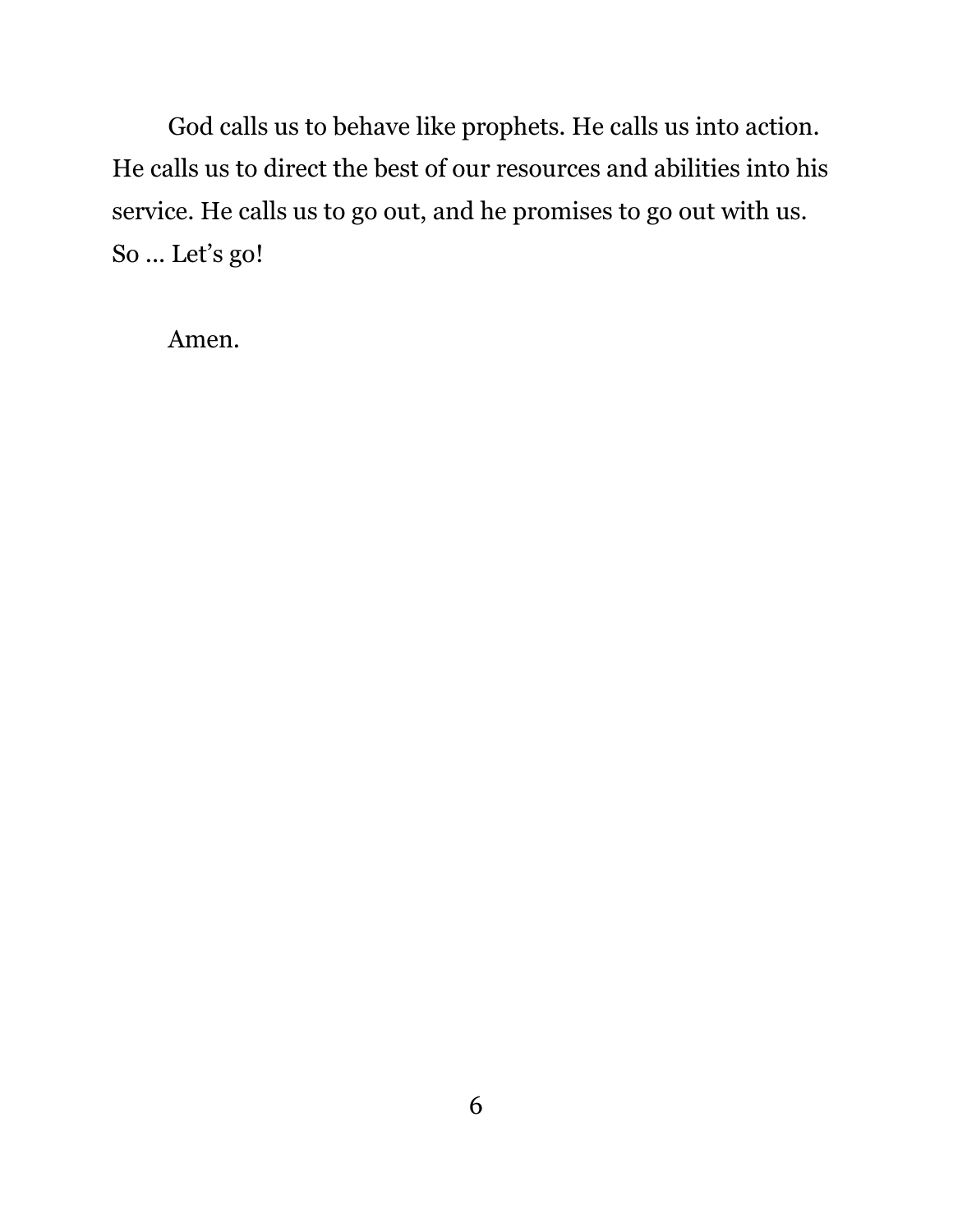God calls us to behave like prophets. He calls us into action. He calls us to direct the best of our resources and abilities into his service. He calls us to go out, and he promises to go out with us. So … Let's go!

Amen.